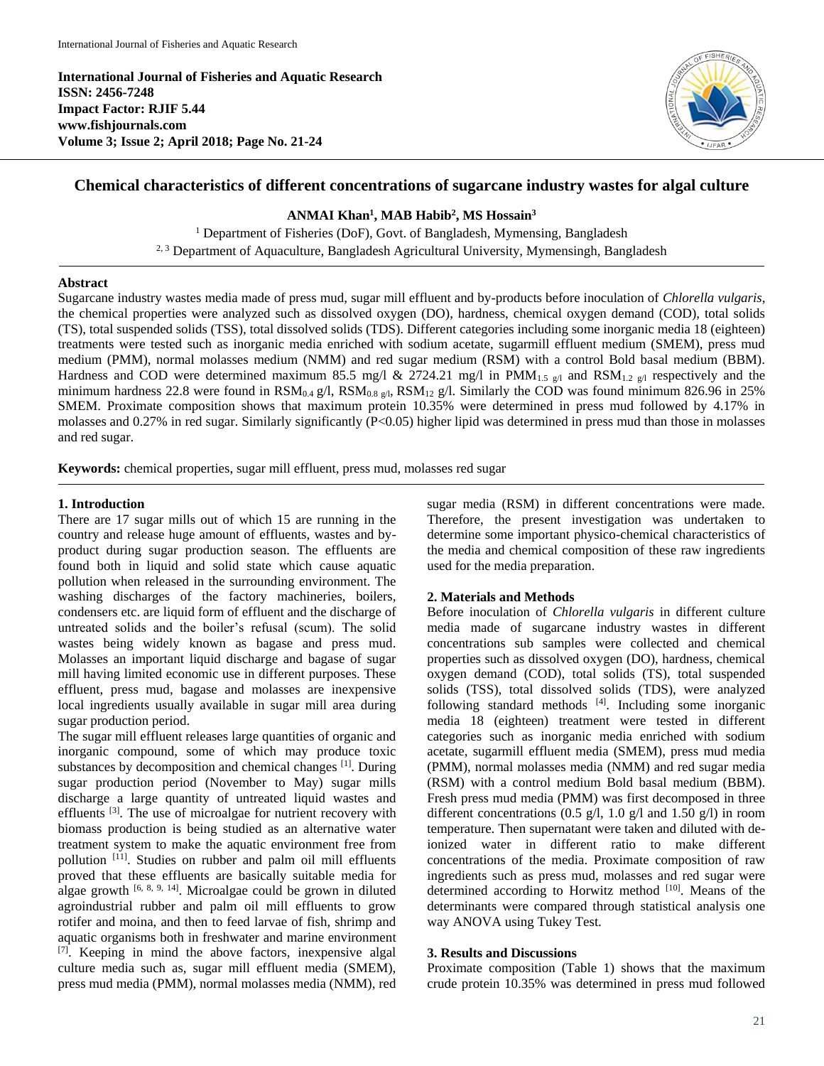International Journal of Fisheries and Aquatic Research
ISSN: 2456-7248
Impact Factor: RJIF 5.44
www.fishjournals.com

# Chemical characteristics of different concentrations of sugarcane industry wastes for algal culture

**ANMAI Khan[1], MAB Habib[2], MS Hossain[3]**

[1] Department of Fisheries (DoF), Govt. of Bangladesh, Mymensing, Bangladesh
[2, 3] Department of Aquaculture, Bangladesh Agricultural University, Mymensingh, Bangladesh

## Abstract

Sugarcane industry wastes media made of press mud, sugar mill effluent and by-products before inoculation of *Chlorella vulgaris*, the chemical properties were analyzed such as dissolved oxygen (DO), hardness, chemical oxygen demand (COD), total solids (TS), total suspended solids (TSS), total dissolved solids (TDS). Different categories including some inorganic media 18 (eighteen) treatments were tested such as inorganic media enriched with sodium acetate, sugarmill effluent medium (SMEM), press mud medium (PMM), normal molasses medium (NMM) and red sugar medium (RSM) with a control Bold basal medium (BBM). Hardness and COD were determined maximum 85.5 mg/l & 2724.21 mg/l in $PMM_{1.5\ g/l}$ and $RSM_{1.2\ g/l}$ respectively and the minimum hardness 22.8 were found in $RSM_{0.4}$ g/l, $RSM_{0.8\ g/l}$, $RSM_{12}$ g/l. Similarly the COD was found minimum 826.96 in 25% SMEM. Proximate composition shows that maximum protein 10.35% were determined in press mud followed by 4.17% in molasses and 0.27% in red sugar. Similarly significantly ($P<0.05$) higher lipid was determined in press mud than those in molasses and red sugar.

**Keywords:** chemical properties, sugar mill effluent, press mud, molasses red sugar

## 1. Introduction

There are 17 sugar mills out of which 15 are running in the country and release huge amount of effluents, wastes and by-product during sugar production season. The effluents are found both in liquid and solid state which cause aquatic pollution when released in the surrounding environment. The washing discharges of the factory machineries, boilers, condensers etc. are liquid form of effluent and the discharge of untreated solids and the boiler's refusal (scum). The solid wastes being widely known as bagase and press mud. Molasses an important liquid discharge and bagase of sugar mill having limited economic use in different purposes. These effluent, press mud, bagase and molasses are inexpensive local ingredients usually available in sugar mill area during sugar production period.

The sugar mill effluent releases large quantities of organic and inorganic compound, some of which may produce toxic substances by decomposition and chemical changes [1]. During sugar production period (November to May) sugar mills discharge a large quantity of untreated liquid wastes and effluents [3]. The use of microalgae for nutrient recovery with biomass production is being studied as an alternative water treatment system to make the aquatic environment free from pollution [11]. Studies on rubber and palm oil mill effluents proved that these effluents are basically suitable media for algae growth [6, 8, 9, 14]. Microalgae could be grown in diluted agroindustrial rubber and palm oil mill effluents to grow rotifer and moina, and then to feed larvae of fish, shrimp and aquatic organisms both in freshwater and marine environment [7]. Keeping in mind the above factors, inexpensive algal culture media such as, sugar mill effluent media (SMEM), press mud media (PMM), normal molasses media (NMM), red sugar media (RSM) in different concentrations were made. Therefore, the present investigation was undertaken to determine some important physico-chemical characteristics of the media and chemical composition of these raw ingredients used for the media preparation.

## 2. Materials and Methods

Before inoculation of *Chlorella vulgaris* in different culture media made of sugarcane industry wastes in different concentrations sub samples were collected and chemical properties such as dissolved oxygen (DO), hardness, chemical oxygen demand (COD), total solids (TS), total suspended solids (TSS), total dissolved solids (TDS), were analyzed following standard methods [4]. Including some inorganic media 18 (eighteen) treatment were tested in different categories such as inorganic media enriched with sodium acetate, sugarmill effluent media (SMEM), press mud media (PMM), normal molasses media (NMM) and red sugar media (RSM) with a control medium Bold basal medium (BBM). Fresh press mud media (PMM) was first decomposed in three different concentrations (0.5 g/l, 1.0 g/l and 1.50 g/l) in room temperature. Then supernatant were taken and diluted with de-ionized water in different ratio to make different concentrations of the media. Proximate composition of raw ingredients such as press mud, molasses and red sugar were determined according to Horwitz method [10]. Means of the determinants were compared through statistical analysis one way ANOVA using Tukey Test.

## 3. Results and Discussions

Proximate composition (Table 1) shows that the maximum crude protein 10.35% was determined in press mud followed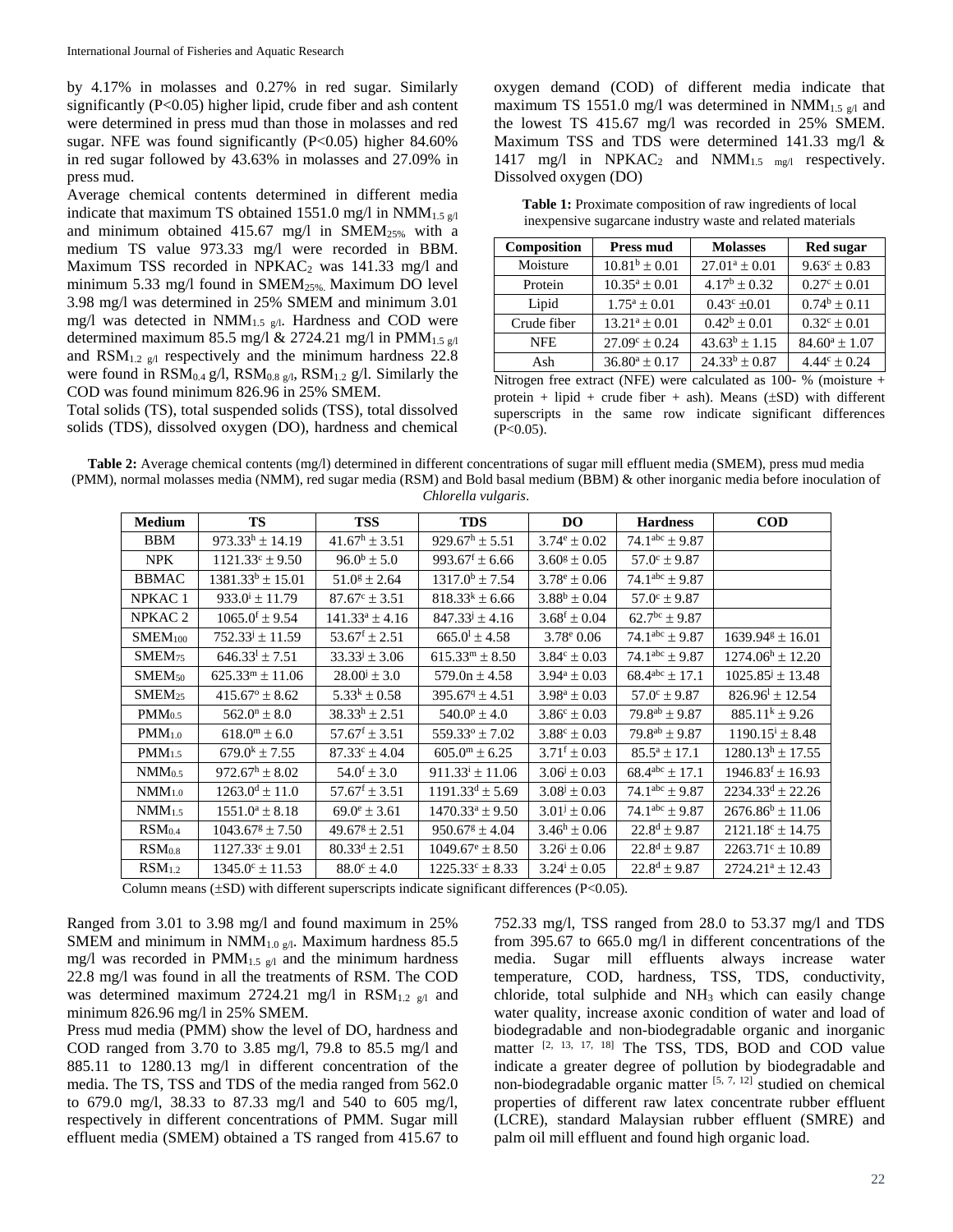by 4.17% in molasses and 0.27% in red sugar. Similarly significantly ($P<0.05$) higher lipid, crude fiber and ash content were determined in press mud than those in molasses and red sugar. NFE was found significantly ($P<0.05$) higher 84.60% in red sugar followed by 43.63% in molasses and 27.09% in press mud.

Average chemical contents determined in different media indicate that maximum TS obtained 1551.0 mg/l in $NMM_{1.5\ g/l}$ and minimum obtained 415.67 mg/l in $SMEM_{25\%}$ with a medium TS value 973.33 mg/l were recorded in BBM. Maximum TSS recorded in $NPKAC_2$ was 141.33 mg/l and minimum 5.33 mg/l found in $SMEM_{25\%}$. Maximum DO level 3.98 mg/l was determined in 25% SMEM and minimum 3.01 mg/l was detected in $NMM_{1.5\ g/l}$. Hardness and COD were determined maximum 85.5 mg/l & 2724.21 mg/l in $PMM_{1.5\ g/l}$ and $RSM_{1.2\ g/l}$ respectively and the minimum hardness 22.8 were found in $RSM_{0.4}$ g/l, $RSM_{0.8\ g/l}$, $RSM_{1.2}$ g/l. Similarly the COD was found minimum 826.96 in 25% SMEM.

Total solids (TS), total suspended solids (TSS), total dissolved solids (TDS), dissolved oxygen (DO), hardness and chemical oxygen demand (COD) of different media indicate that maximum TS 1551.0 mg/l was determined in $NMM_{1.5\ g/l}$ and the lowest TS 415.67 mg/l was recorded in 25% SMEM. Maximum TSS and TDS were determined 141.33 mg/l & 1417 mg/l in $NPKAC_2$ and $NMM_{1.5\ mg/l}$ respectively. Dissolved oxygen (DO)

**Table 1:** Proximate composition of raw ingredients of local inexpensive sugarcane industry waste and related materials

| Composition | Press mud | Molasses | Red sugar |
|---|---|---|---|
| Moisture | $10.81^b \pm 0.01$ | $27.01^a \pm 0.01$ | $9.63^c \pm 0.83$ |
| Protein | $10.35^a \pm 0.01$ | $4.17^b \pm 0.32$ | $0.27^c \pm 0.01$ |
| Lipid | $1.75^a \pm 0.01$ | $0.43^c \pm 0.01$ | $0.74^b \pm 0.11$ |
| Crude fiber | $13.21^a \pm 0.01$ | $0.42^b \pm 0.01$ | $0.32^c \pm 0.01$ |
| NFE | $27.09^c \pm 0.24$ | $43.63^b \pm 1.15$ | $84.60^a \pm 1.07$ |
| Ash | $36.80^a \pm 0.17$ | $24.33^b \pm 0.87$ | $4.44^c \pm 0.24$ |

Nitrogen free extract (NFE) were calculated as 100- % (moisture + protein + lipid + crude fiber + ash). Means (±SD) with different superscripts in the same row indicate significant differences ($P<0.05$).

**Table 2:** Average chemical contents (mg/l) determined in different concentrations of sugar mill effluent media (SMEM), press mud media (PMM), normal molasses media (NMM), red sugar media (RSM) and Bold basal medium (BBM) & other inorganic media before inoculation of *Chlorella vulgaris*.

| Medium | TS | TSS | TDS | DO | Hardness | COD |
|---|---|---|---|---|---|---|
| BBM | $973.33^h \pm 14.19$ | $41.67^h \pm 3.51$ | $929.67^h \pm 5.51$ | $3.74^e \pm 0.02$ | $74.1^{abc} \pm 9.87$ | |
| NPK | $1121.33^c \pm 9.50$ | $96.0^b \pm 5.0$ | $993.67^f \pm 6.66$ | $3.60^g \pm 0.05$ | $57.0^c \pm 9.87$ | |
| BBMAC | $1381.33^b \pm 15.01$ | $51.0^g \pm 2.64$ | $1317.0^b \pm 7.54$ | $3.78^e \pm 0.06$ | $74.1^{abc} \pm 9.87$ | |
| NPKAC 1 | $933.0^i \pm 11.79$ | $87.67^c \pm 3.51$ | $818.33^k \pm 6.66$ | $3.88^b \pm 0.04$ | $57.0^c \pm 9.87$ | |
| NPKAC 2 | $1065.0^f \pm 9.54$ | $141.33^a \pm 4.16$ | $847.33^j \pm 4.16$ | $3.68^f \pm 0.04$ | $62.7^{bc} \pm 9.87$ | |
| $SMEM_{100}$ | $752.33^j \pm 11.59$ | $53.67^f \pm 2.51$ | $665.0^l \pm 4.58$ | $3.78^e$ 0.06 | $74.1^{abc} \pm 9.87$ | $1639.94^g \pm 16.01$ |
| $SMEM_{75}$ | $646.33^l \pm 7.51$ | $33.33^j \pm 3.06$ | $615.33^m \pm 8.50$ | $3.84^c \pm 0.03$ | $74.1^{abc} \pm 9.87$ | $1274.06^h \pm 12.20$ |
| $SMEM_{50}$ | $625.33^m \pm 11.06$ | $28.00^j \pm 3.0$ | $579.0n \pm 4.58$ | $3.94^a \pm 0.03$ | $68.4^{abc} \pm 17.1$ | $1025.85^j \pm 13.48$ |
| $SMEM_{25}$ | $415.67^o \pm 8.62$ | $5.33^k \pm 0.58$ | $395.67^q \pm 4.51$ | $3.98^a \pm 0.03$ | $57.0^c \pm 9.87$ | $826.96^l \pm 12.54$ |
| $PMM_{0.5}$ | $562.0^n \pm 8.0$ | $38.33^h \pm 2.51$ | $540.0^p \pm 4.0$ | $3.86^c \pm 0.03$ | $79.8^{ab} \pm 9.87$ | $885.11^k \pm 9.26$ |
| $PMM_{1.0}$ | $618.0^m \pm 6.0$ | $57.67^f \pm 3.51$ | $559.33^o \pm 7.02$ | $3.88^c \pm 0.03$ | $79.8^{ab} \pm 9.87$ | $1190.15^i \pm 8.48$ |
| $PMM_{1.5}$ | $679.0^k \pm 7.55$ | $87.33^c \pm 4.04$ | $605.0^m \pm 6.25$ | $3.71^f \pm 0.03$ | $85.5^a \pm 17.1$ | $1280.13^h \pm 17.55$ |
| $NMM_{0.5}$ | $972.67^h \pm 8.02$ | $54.0^f \pm 3.0$ | $911.33^i \pm 11.06$ | $3.06^j \pm 0.03$ | $68.4^{abc} \pm 17.1$ | $1946.83^f \pm 16.93$ |
| $NMM_{1.0}$ | $1263.0^d \pm 11.0$ | $57.67^f \pm 3.51$ | $1191.33^d \pm 5.69$ | $3.08^j \pm 0.03$ | $74.1^{abc} \pm 9.87$ | $2234.33^d \pm 22.26$ |
| $NMM_{1.5}$ | $1551.0^a \pm 8.18$ | $69.0^e \pm 3.61$ | $1470.33^a \pm 9.50$ | $3.01^j \pm 0.06$ | $74.1^{abc} \pm 9.87$ | $2676.86^b \pm 11.06$ |
| $RSM_{0.4}$ | $1043.67^g \pm 7.50$ | $49.67^g \pm 2.51$ | $950.67^g \pm 4.04$ | $3.46^h \pm 0.06$ | $22.8^d \pm 9.87$ | $2121.18^c \pm 14.75$ |
| $RSM_{0.8}$ | $1127.33^c \pm 9.01$ | $80.33^d \pm 2.51$ | $1049.67^e \pm 8.50$ | $3.26^i \pm 0.06$ | $22.8^d \pm 9.87$ | $2263.71^c \pm 10.89$ |
| $RSM_{1.2}$ | $1345.0^c \pm 11.53$ | $88.0^c \pm 4.0$ | $1225.33^c \pm 8.33$ | $3.24^i \pm 0.05$ | $22.8^d \pm 9.87$ | $2724.21^a \pm 12.43$ |

Column means (±SD) with different superscripts indicate significant differences ($P<0.05$).

Ranged from 3.01 to 3.98 mg/l and found maximum in 25% SMEM and minimum in $NMM_{1.0\ g/l}$. Maximum hardness 85.5 mg/l was recorded in $PMM_{1.5\ g/l}$ and the minimum hardness 22.8 mg/l was found in all the treatments of RSM. The COD was determined maximum 2724.21 mg/l in $RSM_{1.2\ g/l}$ and minimum 826.96 mg/l in 25% SMEM.

Press mud media (PMM) show the level of DO, hardness and COD ranged from 3.70 to 3.85 mg/l, 79.8 to 85.5 mg/l and 885.11 to 1280.13 mg/l in different concentration of the media. The TS, TSS and TDS of the media ranged from 562.0 to 679.0 mg/l, 38.33 to 87.33 mg/l and 540 to 605 mg/l, respectively in different concentrations of PMM. Sugar mill effluent media (SMEM) obtained a TS ranged from 415.67 to 752.33 mg/l, TSS ranged from 28.0 to 53.37 mg/l and TDS from 395.67 to 665.0 mg/l in different concentrations of the media. Sugar mill effluents always increase water temperature, COD, hardness, TSS, TDS, conductivity, chloride, total sulphide and $NH_3$ which can easily change water quality, increase axonic condition of water and load of biodegradable and non-biodegradable organic and inorganic matter [2, 13, 17, 18] The TSS, TDS, BOD and COD value indicate a greater degree of pollution by biodegradable and non-biodegradable organic matter [5, 7, 12] studied on chemical properties of different raw latex concentrate rubber effluent (LCRE), standard Malaysian rubber effluent (SMRE) and palm oil mill effluent and found high organic load.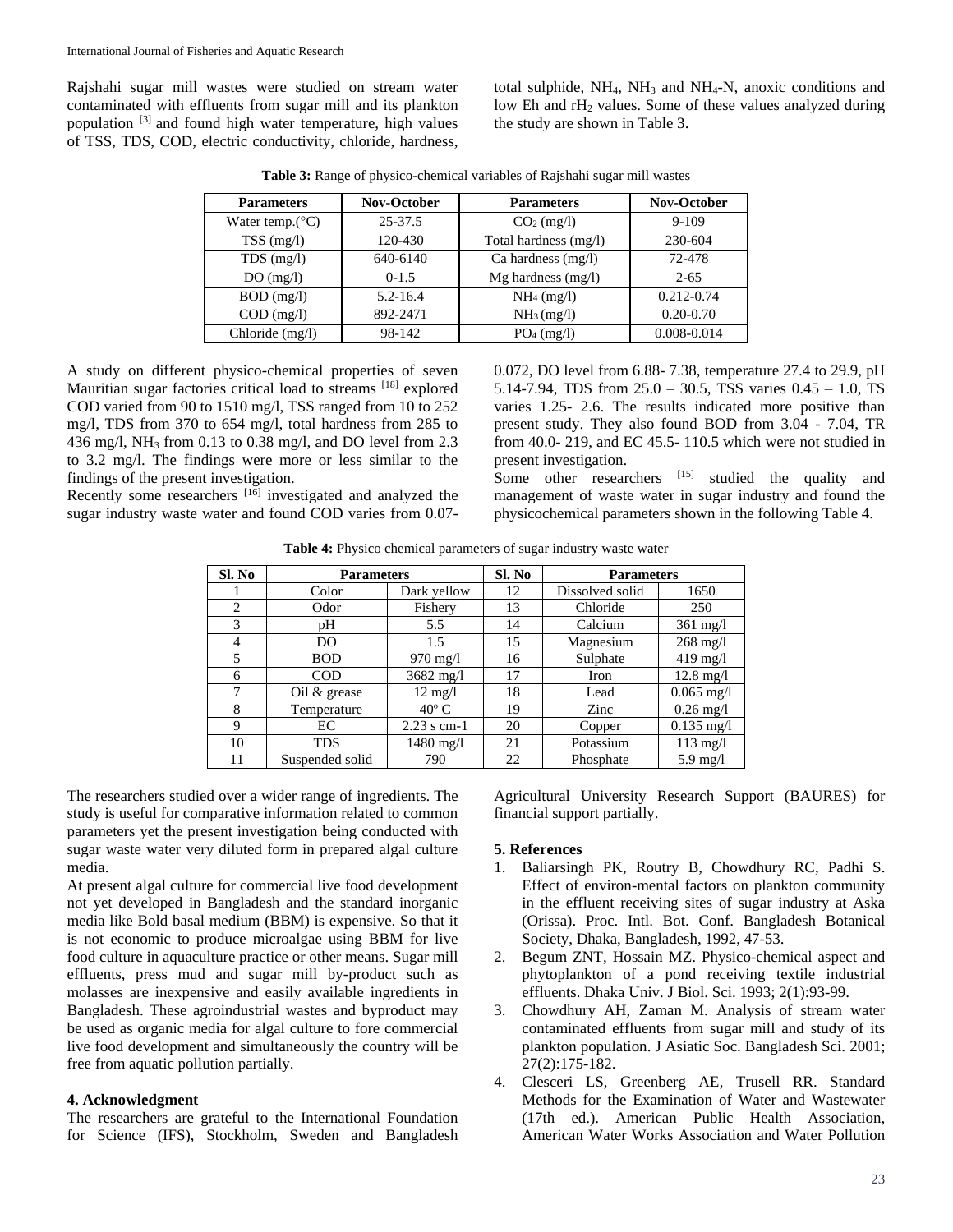Rajshahi sugar mill wastes were studied on stream water contaminated with effluents from sugar mill and its plankton population [3] and found high water temperature, high values of TSS, TDS, COD, electric conductivity, chloride, hardness, total sulphide, $NH_4$, $NH_3$ and $NH_4$-N, anoxic conditions and low Eh and $rH_2$ values. Some of these values analyzed during the study are shown in Table 3.

**Table 3:** Range of physico-chemical variables of Rajshahi sugar mill wastes

| Parameters | Nov-October | Parameters | Nov-October |
|---|---|---|---|
| Water temp.(°C) | 25-37.5 | $CO_2$ (mg/l) | 9-109 |
| TSS (mg/l) | 120-430 | Total hardness (mg/l) | 230-604 |
| TDS (mg/l) | 640-6140 | Ca hardness (mg/l) | 72-478 |
| DO (mg/l) | 0-1.5 | Mg hardness (mg/l) | 2-65 |
| BOD (mg/l) | 5.2-16.4 | $NH_4$ (mg/l) | 0.212-0.74 |
| COD (mg/l) | 892-2471 | $NH_3$ (mg/l) | 0.20-0.70 |
| Chloride (mg/l) | 98-142 | $PO_4$ (mg/l) | 0.008-0.014 |

A study on different physico-chemical properties of seven Mauritian sugar factories critical load to streams [18] explored COD varied from 90 to 1510 mg/l, TSS ranged from 10 to 252 mg/l, TDS from 370 to 654 mg/l, total hardness from 285 to 436 mg/l, $NH_3$ from 0.13 to 0.38 mg/l, and DO level from 2.3 to 3.2 mg/l. The findings were more or less similar to the findings of the present investigation.

Recently some researchers [16] investigated and analyzed the sugar industry waste water and found COD varies from 0.07-0.072, DO level from 6.88- 7.38, temperature 27.4 to 29.9, pH 5.14-7.94, TDS from 25.0 – 30.5, TSS varies 0.45 – 1.0, TS varies 1.25- 2.6. The results indicated more positive than present study. They also found BOD from 3.04 - 7.04, TR from 40.0- 219, and EC 45.5- 110.5 which were not studied in present investigation.

Some other researchers [15] studied the quality and management of waste water in sugar industry and found the physicochemical parameters shown in the following Table 4.

**Table 4:** Physico chemical parameters of sugar industry waste water

| Sl. No | Parameters | | Sl. No | Parameters | |
|---|---|---|---|---|---|
| 1 | Color | Dark yellow | 12 | Dissolved solid | 1650 |
| 2 | Odor | Fishery | 13 | Chloride | 250 |
| 3 | pH | 5.5 | 14 | Calcium | 361 mg/l |
| 4 | DO | 1.5 | 15 | Magnesium | 268 mg/l |
| 5 | BOD | 970 mg/l | 16 | Sulphate | 419 mg/l |
| 6 | COD | 3682 mg/l | 17 | Iron | 12.8 mg/l |
| 7 | Oil & grease | 12 mg/l | 18 | Lead | 0.065 mg/l |
| 8 | Temperature | 40º C | 19 | Zinc | 0.26 mg/l |
| 9 | EC | 2.23 s cm-1 | 20 | Copper | 0.135 mg/l |
| 10 | TDS | 1480 mg/l | 21 | Potassium | 113 mg/l |
| 11 | Suspended solid | 790 | 22 | Phosphate | 5.9 mg/l |

The researchers studied over a wider range of ingredients. The study is useful for comparative information related to common parameters yet the present investigation being conducted with sugar waste water very diluted form in prepared algal culture media.

At present algal culture for commercial live food development not yet developed in Bangladesh and the standard inorganic media like Bold basal medium (BBM) is expensive. So that it is not economic to produce microalgae using BBM for live food culture in aquaculture practice or other means. Sugar mill effluents, press mud and sugar mill by-product such as molasses are inexpensive and easily available ingredients in Bangladesh. These agroindustrial wastes and byproduct may be used as organic media for algal culture to fore commercial live food development and simultaneously the country will be free from aquatic pollution partially.

## 4. Acknowledgment

The researchers are grateful to the International Foundation for Science (IFS), Stockholm, Sweden and Bangladesh Agricultural University Research Support (BAURES) for financial support partially.

## 5. References

1. Baliarsingh PK, Routry B, Chowdhury RC, Padhi S. Effect of environ-mental factors on plankton community in the effluent receiving sites of sugar industry at Aska (Orissa). Proc. Intl. Bot. Conf. Bangladesh Botanical Society, Dhaka, Bangladesh, 1992, 47-53.
2. Begum ZNT, Hossain MZ. Physico-chemical aspect and phytoplankton of a pond receiving textile industrial effluents. Dhaka Univ. J Biol. Sci. 1993; 2(1):93-99.
3. Chowdhury AH, Zaman M. Analysis of stream water contaminated effluents from sugar mill and study of its plankton population. J Asiatic Soc. Bangladesh Sci. 2001; 27(2):175-182.
4. Clesceri LS, Greenberg AE, Trusell RR. Standard Methods for the Examination of Water and Wastewater (17th ed.). American Public Health Association, American Water Works Association and Water Pollution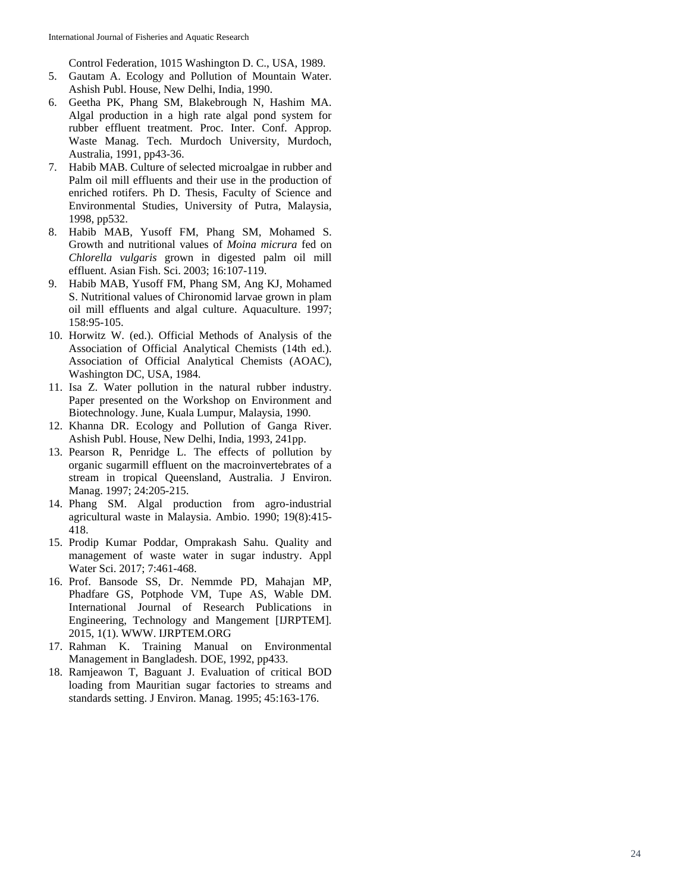Control Federation, 1015 Washington D. C., USA, 1989.

5. Gautam A. Ecology and Pollution of Mountain Water. Ashish Publ. House, New Delhi, India, 1990.
6. Geetha PK, Phang SM, Blakebrough N, Hashim MA. Algal production in a high rate algal pond system for rubber effluent treatment. Proc. Inter. Conf. Approp. Waste Manag. Tech. Murdoch University, Murdoch, Australia, 1991, pp43-36.
7. Habib MAB. Culture of selected microalgae in rubber and Palm oil mill effluents and their use in the production of enriched rotifers. Ph D. Thesis, Faculty of Science and Environmental Studies, University of Putra, Malaysia, 1998, pp532.
8. Habib MAB, Yusoff FM, Phang SM, Mohamed S. Growth and nutritional values of *Moina micrura* fed on *Chlorella vulgaris* grown in digested palm oil mill effluent. Asian Fish. Sci. 2003; 16:107-119.
9. Habib MAB, Yusoff FM, Phang SM, Ang KJ, Mohamed S. Nutritional values of Chironomid larvae grown in plam oil mill effluents and algal culture. Aquaculture. 1997; 158:95-105.
10. Horwitz W. (ed.). Official Methods of Analysis of the Association of Official Analytical Chemists (14th ed.). Association of Official Analytical Chemists (AOAC), Washington DC, USA, 1984.
11. Isa Z. Water pollution in the natural rubber industry. Paper presented on the Workshop on Environment and Biotechnology. June, Kuala Lumpur, Malaysia, 1990.
12. Khanna DR. Ecology and Pollution of Ganga River. Ashish Publ. House, New Delhi, India, 1993, 241pp.
13. Pearson R, Penridge L. The effects of pollution by organic sugarmill effluent on the macroinvertebrates of a stream in tropical Queensland, Australia. J Environ. Manag. 1997; 24:205-215.
14. Phang SM. Algal production from agro-industrial agricultural waste in Malaysia. Ambio. 1990; 19(8):415-418.
15. Prodip Kumar Poddar, Omprakash Sahu. Quality and management of waste water in sugar industry. Appl Water Sci. 2017; 7:461-468.
16. Prof. Bansode SS, Dr. Nemmde PD, Mahajan MP, Phadfare GS, Potphode VM, Tupe AS, Wable DM. International Journal of Research Publications in Engineering, Technology and Mangement [IJRPTEM]. 2015, 1(1). WWW. IJRPTEM.ORG
17. Rahman K. Training Manual on Environmental Management in Bangladesh. DOE, 1992, pp433.
18. Ramjeawon T, Baguant J. Evaluation of critical BOD loading from Mauritian sugar factories to streams and standards setting. J Environ. Manag. 1995; 45:163-176.